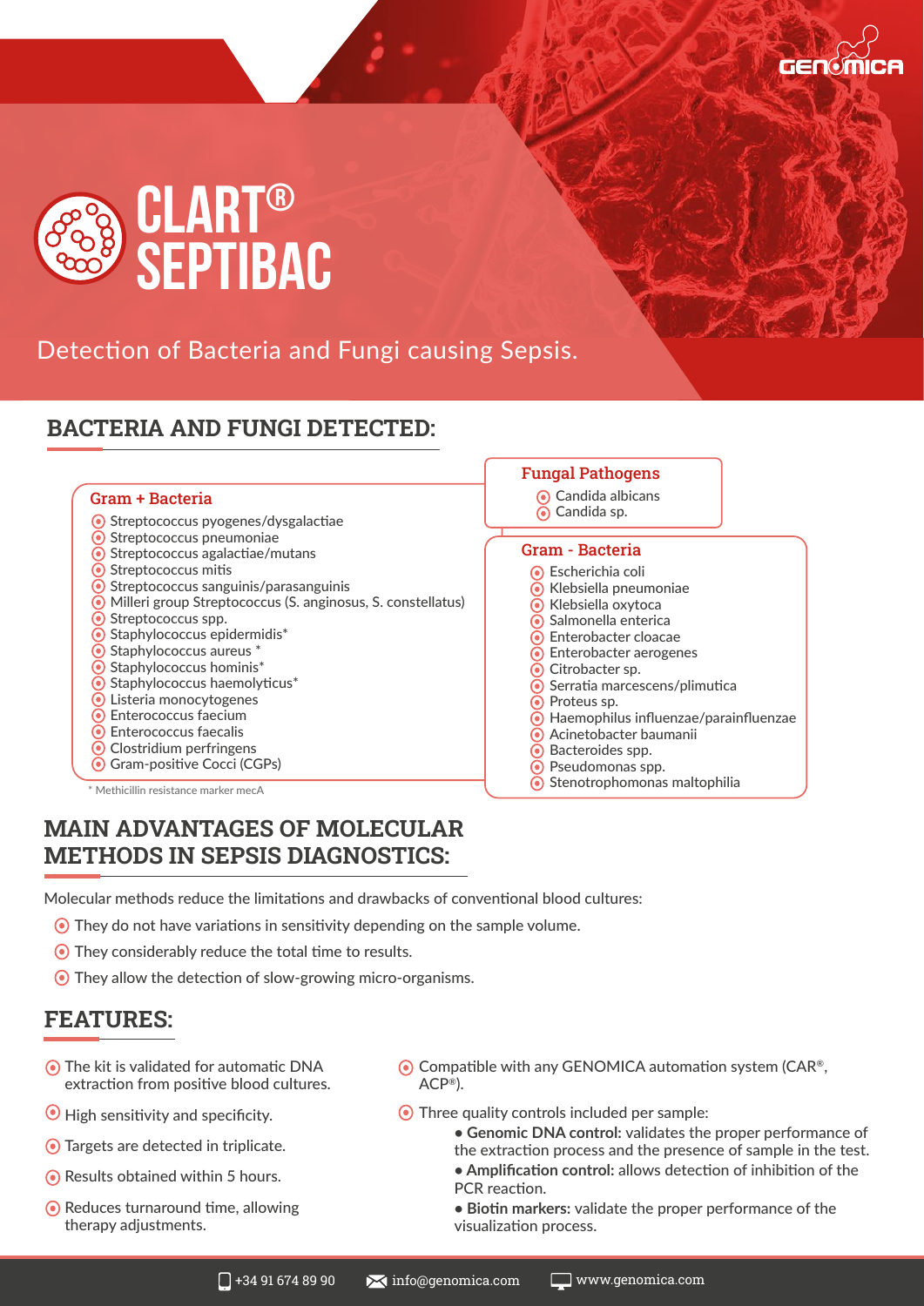# CLART® SEPTIBAC

Detection of Bacteria and Fungi causing Sepsis.

## BACTERIA AND FUNGI DETECTED:

### Gram + Bacteria

- Streptococcus pyogenes/dysgalactiae
- Streptococcus pneumoniae
- Streptococcus agalactiae/mutans
- Streptococcus mitis
- Streptococcus sanguinis/parasanguinis
- Milleri group Streptococcus (S. anginosus, S. constellatus)
- Streptococcus spp.
- Staphylococcus epidermidis*
- Staphylococcus aureus *
- Staphylococcus hominis*
- Staphylococcus haemolyticus*
- Listeria monocytogenes
- Enterococcus faecium
- Enterococcus faecalis
- Clostridium perfringens
- Gram-positive Cocci (CGPs)

* Methicillin resistance marker mecA

### Fungal Pathogens

- Candida albicans
- Candida sp.

### Gram - Bacteria

- Escherichia coli
- Klebsiella pneumoniae
- Klebsiella oxytoca
- Salmonella enterica
- Enterobacter cloacae
- Enterobacter aerogenes
- Citrobacter sp.
- Serratia marcescens/plimutica
- Proteus sp.
- Haemophilus influenzae/parainfluenzae
- Acinetobacter baumanii
- Bacteroides spp.
- Pseudomonas spp.
- Stenotrophomonas maltophilia

## MAIN ADVANTAGES OF MOLECULAR METHODS IN SEPSIS DIAGNOSTICS:

Molecular methods reduce the limitations and drawbacks of conventional blood cultures:

- They do not have variations in sensitivity depending on the sample volume.
- They considerably reduce the total time to results.
- They allow the detection of slow-growing micro-organisms.

## FEATURES:

- The kit is validated for automatic DNA extraction from positive blood cultures.
- High sensitivity and specificity.
- Targets are detected in triplicate.
- Results obtained within 5 hours.
- Reduces turnaround time, allowing therapy adjustments.
- Compatible with any GENOMICA automation system (CAR®, ACP®).
- Three quality controls included per sample:
  - **Genomic DNA control:** validates the proper performance of the extraction process and the presence of sample in the test.
  - **Amplification control:** allows detection of inhibition of the PCR reaction.
  - **Biotin markers:** validate the proper performance of the visualization process.

+34 91 674 89 90 info@genomica.com www.genomica.com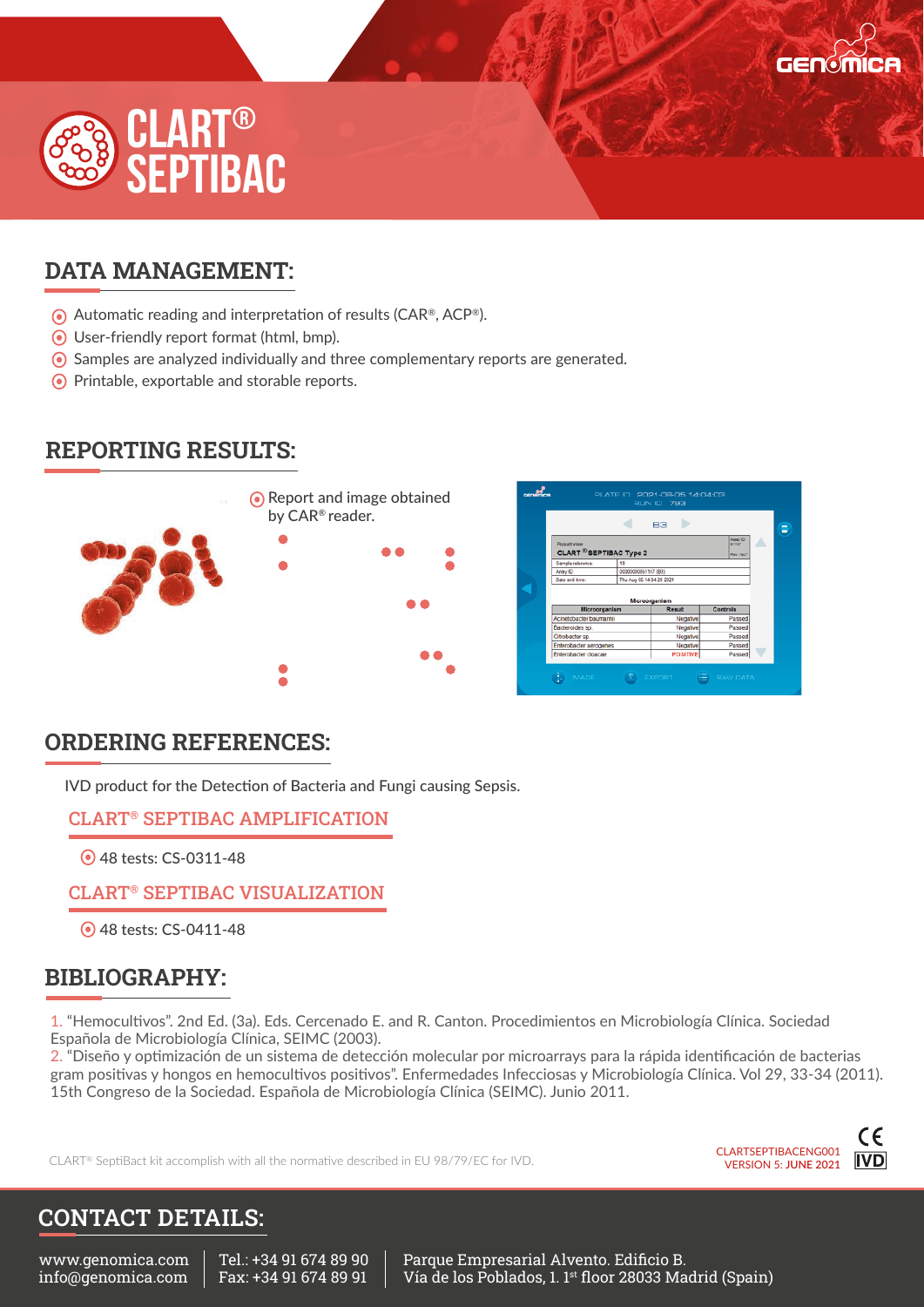# CLART® SEPTIBAC

## DATA MANAGEMENT:

- Automatic reading and interpretation of results (CAR®, ACP®).
- User-friendly report format (html, bmp).
- Samples are analyzed individually and three complementary reports are generated.
- Printable, exportable and storable reports.

## REPORTING RESULTS:

- Report and image obtained by CAR® reader.

## ORDERING REFERENCES:

IVD product for the Detection of Bacteria and Fungi causing Sepsis.

### CLART® SEPTIBAC AMPLIFICATION

- 48 tests: CS-0311-48

### CLART® SEPTIBAC VISUALIZATION

- 48 tests: CS-0411-48

## BIBLIOGRAPHY:

1. "Hemocultivos". 2nd Ed. (3a). Eds. Cercenado E. and R. Canton. Procedimientos en Microbiología Clínica. Sociedad Española de Microbiología Clínica, SEIMC (2003).
2. "Diseño y optimización de un sistema de detección molecular por microarrays para la rápida identificación de bacterias gram positivas y hongos en hemocultivos positivos". Enfermedades Infecciosas y Microbiología Clínica. Vol 29, 33-34 (2011). 15th Congreso de la Sociedad. Española de Microbiología Clínica (SEIMC). Junio 2011.

CLART® SeptiBact kit accomplish with all the normative described in EU 98/79/EC for IVD.

CLARTSEPTIBACENG001
VERSION 5: JUNE 2021

## CONTACT DETAILS:

www.genomica.com
info@genomica.com

Tel.: +34 91 674 89 90
Fax: +34 91 674 89 91

Parque Empresarial Alvento. Edificio B.
Vía de los Poblados, 1. 1st floor 28033 Madrid (Spain)